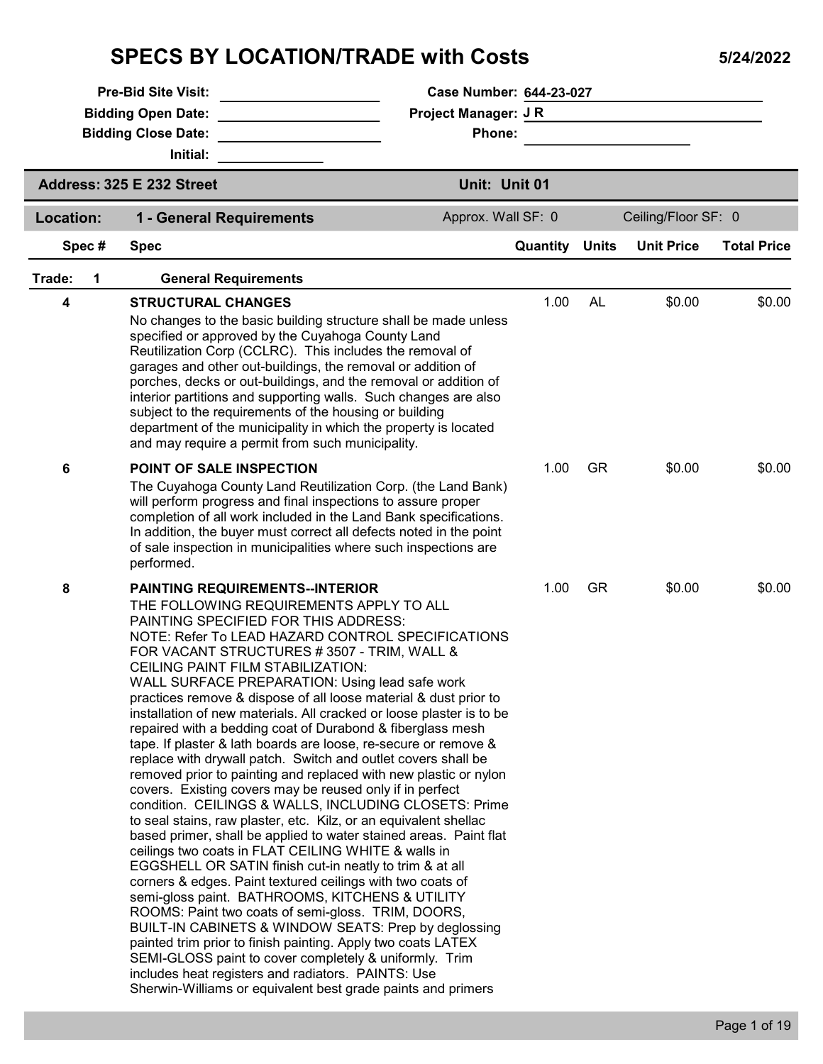# SPECS BY LOCATION/TRADE with Costs

5/24/2022

**Pre-Bid Site Visit:** ____________________  **Case Number:** 644-23-027

**Bidding Open Date:** ____________________  **Project Manager:** J R

**Bidding Close Date:** ____________________  **Phone:** ____________________

**Initial:** ____________

**Address: 325 E 232 Street** **Unit: Unit 01**

**Location: 1 - General Requirements** Approx. Wall SF: 0 Ceiling/Floor SF: 0

| Spec # | Spec | Quantity | Units | Unit Price | Total Price |
|---|---|---|---|---|---|
| **Trade: 1** | **General Requirements** | | | | |
| 4 | **STRUCTURAL CHANGES**<br>No changes to the basic building structure shall be made unless specified or approved by the Cuyahoga County Land Reutilization Corp (CCLRC). This includes the removal of garages and other out-buildings, the removal or addition of porches, decks or out-buildings, and the removal or addition of interior partitions and supporting walls. Such changes are also subject to the requirements of the housing or building department of the municipality in which the property is located and may require a permit from such municipality. | 1.00 | AL | $0.00 | $0.00 |
| 6 | **POINT OF SALE INSPECTION**<br>The Cuyahoga County Land Reutilization Corp. (the Land Bank) will perform progress and final inspections to assure proper completion of all work included in the Land Bank specifications. In addition, the buyer must correct all defects noted in the point of sale inspection in municipalities where such inspections are performed. | 1.00 | GR | $0.00 | $0.00 |
| 8 | **PAINTING REQUIREMENTS--INTERIOR**<br>THE FOLLOWING REQUIREMENTS APPLY TO ALL PAINTING SPECIFIED FOR THIS ADDRESS:<br>NOTE: Refer To LEAD HAZARD CONTROL SPECIFICATIONS FOR VACANT STRUCTURES # 3507 - TRIM, WALL & CEILING PAINT FILM STABILIZATION:<br>WALL SURFACE PREPARATION: Using lead safe work practices remove & dispose of all loose material & dust prior to installation of new materials. All cracked or loose plaster is to be repaired with a bedding coat of Durabond & fiberglass mesh tape. If plaster & lath boards are loose, re-secure or remove & replace with drywall patch. Switch and outlet covers shall be removed prior to painting and replaced with new plastic or nylon covers. Existing covers may be reused only if in perfect condition. CEILINGS & WALLS, INCLUDING CLOSETS: Prime to seal stains, raw plaster, etc. Kilz, or an equivalent shellac based primer, shall be applied to water stained areas. Paint flat ceilings two coats in FLAT CEILING WHITE & walls in EGGSHELL OR SATIN finish cut-in neatly to trim & at all corners & edges. Paint textured ceilings with two coats of semi-gloss paint. BATHROOMS, KITCHENS & UTILITY ROOMS: Paint two coats of semi-gloss. TRIM, DOORS, BUILT-IN CABINETS & WINDOW SEATS: Prep by deglossing painted trim prior to finish painting. Apply two coats LATEX SEMI-GLOSS paint to cover completely & uniformly. Trim includes heat registers and radiators. PAINTS: Use Sherwin-Williams or equivalent best grade paints and primers | 1.00 | GR | $0.00 | $0.00 |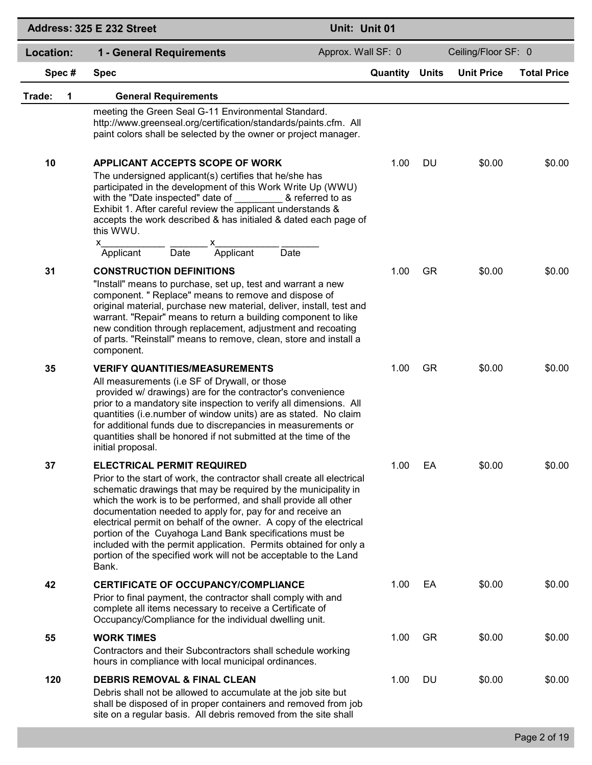**Address: 325 E 232 Street** | **Unit: Unit 01**

**Location: 1 - General Requirements** | Approx. Wall SF: 0 | Ceiling/Floor SF: 0

| Spec # | Spec | Quantity | Units | Unit Price | Total Price |
|---|---|---|---|---|---|
| **Trade: 1** | **General Requirements** | | | | |
| | meeting the Green Seal G-11 Environmental Standard. http://www.greenseal.org/certification/standards/paints.cfm. All paint colors shall be selected by the owner or project manager. | | | | |
| 10 | **APPLICANT ACCEPTS SCOPE OF WORK**<br>The undersigned applicant(s) certifies that he/she has participated in the development of this Work Write Up (WWU) with the "Date inspected" date of _________ & referred to as Exhibit 1. After careful review the applicant understands & accepts the work described & has initialed & dated each page of this WWU.<br>x____________ _______ x____________ _______<br>Applicant Date Applicant Date | 1.00 | DU | $0.00 | $0.00 |
| 31 | **CONSTRUCTION DEFINITIONS**<br>"Install" means to purchase, set up, test and warrant a new component. " Replace" means to remove and dispose of original material, purchase new material, deliver, install, test and warrant. "Repair" means to return a building component to like new condition through replacement, adjustment and recoating of parts. "Reinstall" means to remove, clean, store and install a component. | 1.00 | GR | $0.00 | $0.00 |
| 35 | **VERIFY QUANTITIES/MEASUREMENTS**<br>All measurements (i.e SF of Drywall, or those provided w/ drawings) are for the contractor's convenience prior to a mandatory site inspection to verify all dimensions. All quantities (i.e.number of window units) are as stated. No claim for additional funds due to discrepancies in measurements or quantities shall be honored if not submitted at the time of the initial proposal. | 1.00 | GR | $0.00 | $0.00 |
| 37 | **ELECTRICAL PERMIT REQUIRED**<br>Prior to the start of work, the contractor shall create all electrical schematic drawings that may be required by the municipality in which the work is to be performed, and shall provide all other documentation needed to apply for, pay for and receive an electrical permit on behalf of the owner. A copy of the electrical portion of the Cuyahoga Land Bank specifications must be included with the permit application. Permits obtained for only a portion of the specified work will not be acceptable to the Land Bank. | 1.00 | EA | $0.00 | $0.00 |
| 42 | **CERTIFICATE OF OCCUPANCY/COMPLIANCE**<br>Prior to final payment, the contractor shall comply with and complete all items necessary to receive a Certificate of Occupancy/Compliance for the individual dwelling unit. | 1.00 | EA | $0.00 | $0.00 |
| 55 | **WORK TIMES**<br>Contractors and their Subcontractors shall schedule working hours in compliance with local municipal ordinances. | 1.00 | GR | $0.00 | $0.00 |
| 120 | **DEBRIS REMOVAL & FINAL CLEAN**<br>Debris shall not be allowed to accumulate at the job site but shall be disposed of in proper containers and removed from job site on a regular basis. All debris removed from the site shall | 1.00 | DU | $0.00 | $0.00 |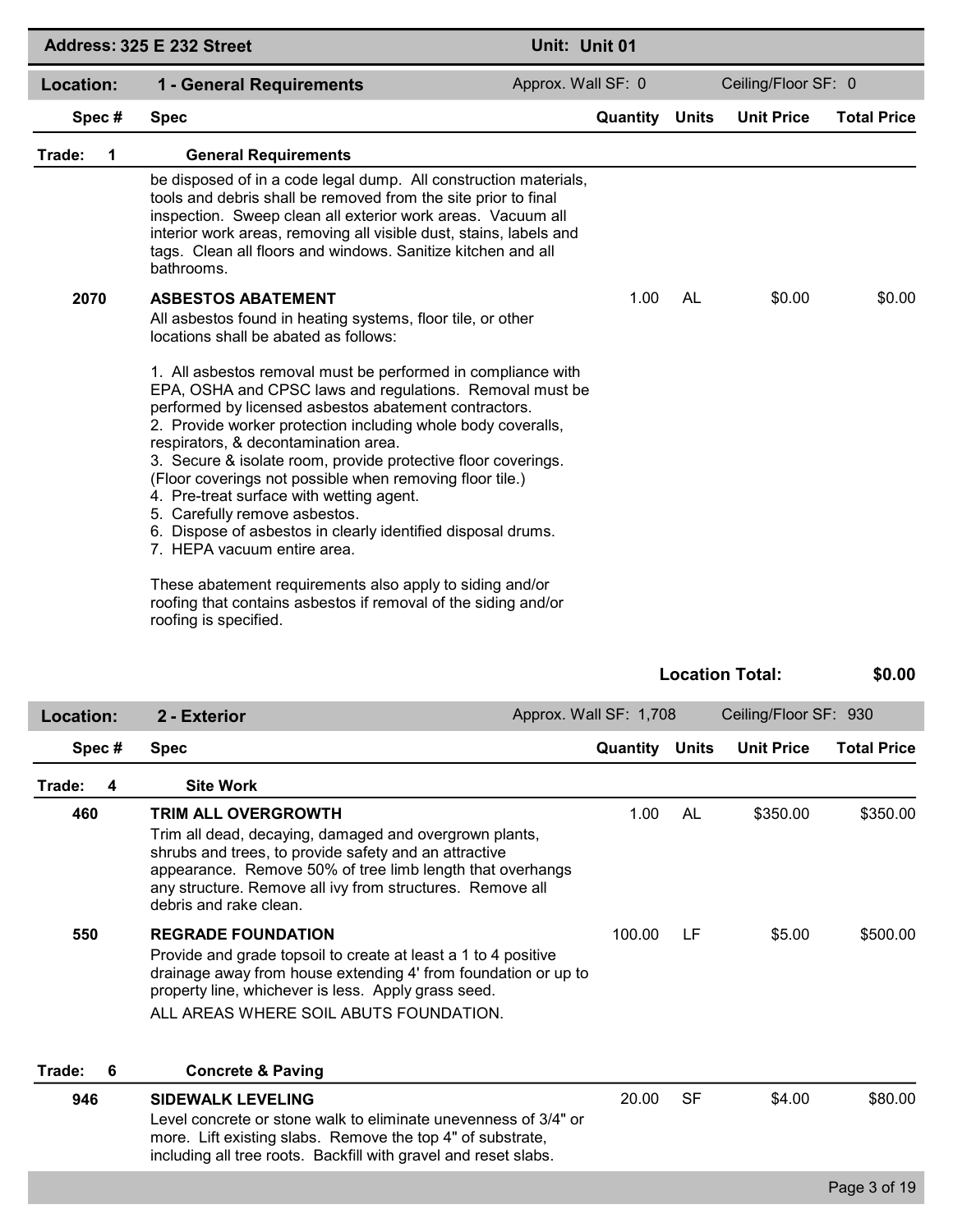**Address: 325 E 232 Street** | **Unit: Unit 01**

## Location: 1 - General Requirements

Approx. Wall SF: 0 | Ceiling/Floor SF: 0

| Spec # | Spec | Quantity | Units | Unit Price | Total Price |
|---|---|---|---|---|---|
| **Trade: 1** | **General Requirements** | | | | |
| | be disposed of in a code legal dump. All construction materials, tools and debris shall be removed from the site prior to final inspection. Sweep clean all exterior work areas. Vacuum all interior work areas, removing all visible dust, stains, labels and tags. Clean all floors and windows. Sanitize kitchen and all bathrooms. | | | | |
| 2070 | **ASBESTOS ABATEMENT**<br>All asbestos found in heating systems, floor tile, or other locations shall be abated as follows:<br><br>1. All asbestos removal must be performed in compliance with EPA, OSHA and CPSC laws and regulations. Removal must be performed by licensed asbestos abatement contractors.<br>2. Provide worker protection including whole body coveralls, respirators, & decontamination area.<br>3. Secure & isolate room, provide protective floor coverings. (Floor coverings not possible when removing floor tile.)<br>4. Pre-treat surface with wetting agent.<br>5. Carefully remove asbestos.<br>6. Dispose of asbestos in clearly identified disposal drums.<br>7. HEPA vacuum entire area.<br><br>These abatement requirements also apply to siding and/or roofing that contains asbestos if removal of the siding and/or roofing is specified. | 1.00 | AL | $0.00 | $0.00 |

**Location Total: $0.00**

## Location: 2 - Exterior

Approx. Wall SF: 1,708 | Ceiling/Floor SF: 930

| Spec # | Spec | Quantity | Units | Unit Price | Total Price |
|---|---|---|---|---|---|
| **Trade: 4** | **Site Work** | | | | |
| 460 | **TRIM ALL OVERGROWTH**<br>Trim all dead, decaying, damaged and overgrown plants, shrubs and trees, to provide safety and an attractive appearance. Remove 50% of tree limb length that overhangs any structure. Remove all ivy from structures. Remove all debris and rake clean. | 1.00 | AL | $350.00 | $350.00 |
| 550 | **REGRADE FOUNDATION**<br>Provide and grade topsoil to create at least a 1 to 4 positive drainage away from house extending 4' from foundation or up to property line, whichever is less. Apply grass seed.<br>ALL AREAS WHERE SOIL ABUTS FOUNDATION. | 100.00 | LF | $5.00 | $500.00 |
| **Trade: 6** | **Concrete & Paving** | | | | |
| 946 | **SIDEWALK LEVELING**<br>Level concrete or stone walk to eliminate unevenness of 3/4" or more. Lift existing slabs. Remove the top 4" of substrate, including all tree roots. Backfill with gravel and reset slabs. | 20.00 | SF | $4.00 | $80.00 |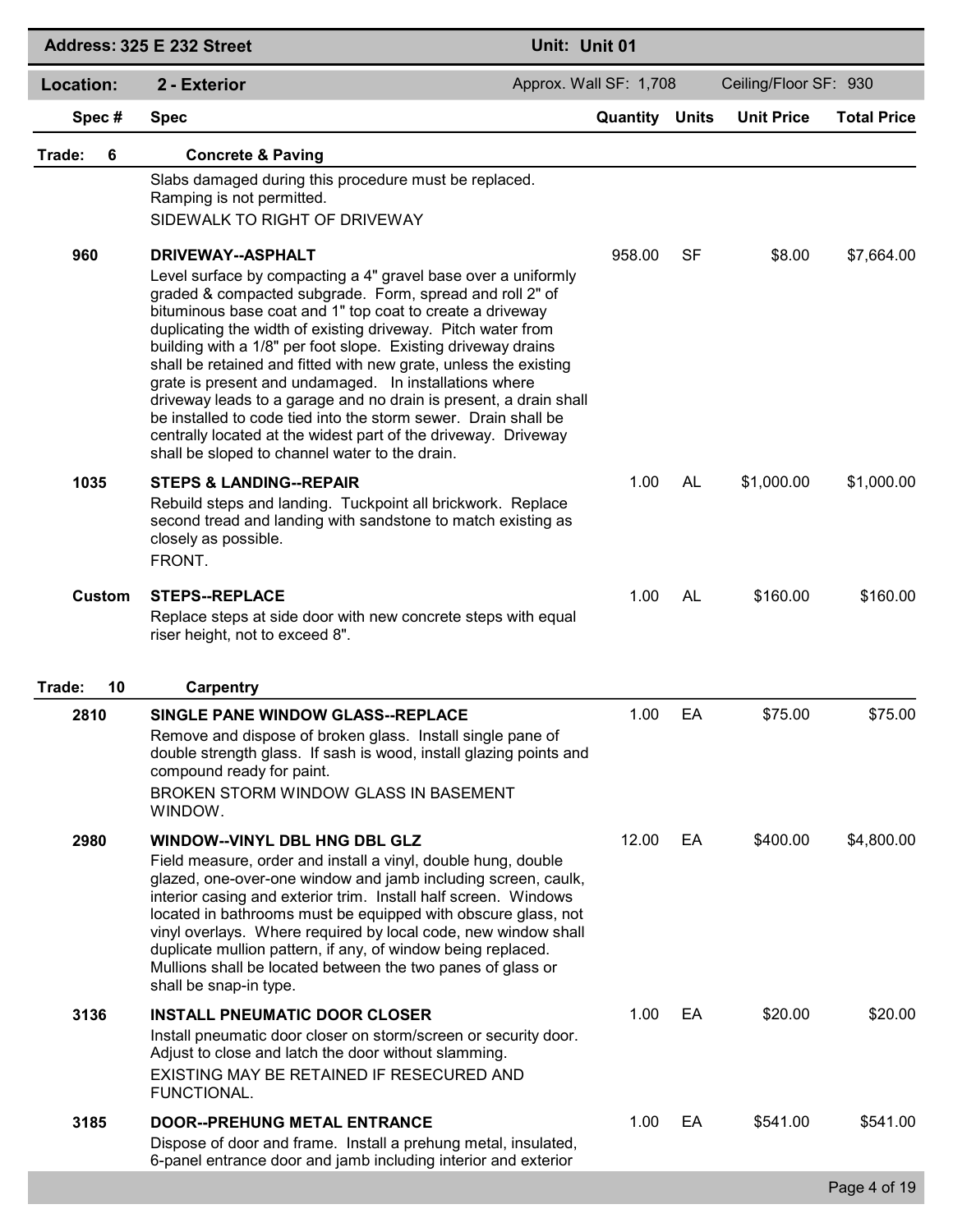| Address: 325 E 232 Street | | Unit: Unit 01 | | | |
|---|---|---|---|---|---|
| **Location:** | **2 - Exterior** | Approx. Wall SF: 1,708 | | Ceiling/Floor SF: 930 | |

| Spec # | Spec | Quantity | Units | Unit Price | Total Price |
|---|---|---|---|---|---|
| **Trade: 6** | **Concrete & Paving** | | | | |
| | Slabs damaged during this procedure must be replaced. Ramping is not permitted.<br>SIDEWALK TO RIGHT OF DRIVEWAY | | | | |
| 960 | **DRIVEWAY--ASPHALT**<br>Level surface by compacting a 4" gravel base over a uniformly graded & compacted subgrade. Form, spread and roll 2" of bituminous base coat and 1" top coat to create a driveway duplicating the width of existing driveway. Pitch water from building with a 1/8" per foot slope. Existing driveway drains shall be retained and fitted with new grate, unless the existing grate is present and undamaged. In installations where driveway leads to a garage and no drain is present, a drain shall be installed to code tied into the storm sewer. Drain shall be centrally located at the widest part of the driveway. Driveway shall be sloped to channel water to the drain. | 958.00 | SF | $8.00 | $7,664.00 |
| 1035 | **STEPS & LANDING--REPAIR**<br>Rebuild steps and landing. Tuckpoint all brickwork. Replace second tread and landing with sandstone to match existing as closely as possible.<br>FRONT. | 1.00 | AL | $1,000.00 | $1,000.00 |
| Custom | **STEPS--REPLACE**<br>Replace steps at side door with new concrete steps with equal riser height, not to exceed 8". | 1.00 | AL | $160.00 | $160.00 |
| **Trade: 10** | **Carpentry** | | | | |
| 2810 | **SINGLE PANE WINDOW GLASS--REPLACE**<br>Remove and dispose of broken glass. Install single pane of double strength glass. If sash is wood, install glazing points and compound ready for paint.<br>BROKEN STORM WINDOW GLASS IN BASEMENT WINDOW. | 1.00 | EA | $75.00 | $75.00 |
| 2980 | **WINDOW--VINYL DBL HNG DBL GLZ**<br>Field measure, order and install a vinyl, double hung, double glazed, one-over-one window and jamb including screen, caulk, interior casing and exterior trim. Install half screen. Windows located in bathrooms must be equipped with obscure glass, not vinyl overlays. Where required by local code, new window shall duplicate mullion pattern, if any, of window being replaced. Mullions shall be located between the two panes of glass or shall be snap-in type. | 12.00 | EA | $400.00 | $4,800.00 |
| 3136 | **INSTALL PNEUMATIC DOOR CLOSER**<br>Install pneumatic door closer on storm/screen or security door. Adjust to close and latch the door without slamming.<br>EXISTING MAY BE RETAINED IF RESECURED AND FUNCTIONAL. | 1.00 | EA | $20.00 | $20.00 |
| 3185 | **DOOR--PREHUNG METAL ENTRANCE**<br>Dispose of door and frame. Install a prehung metal, insulated, 6-panel entrance door and jamb including interior and exterior | 1.00 | EA | $541.00 | $541.00 |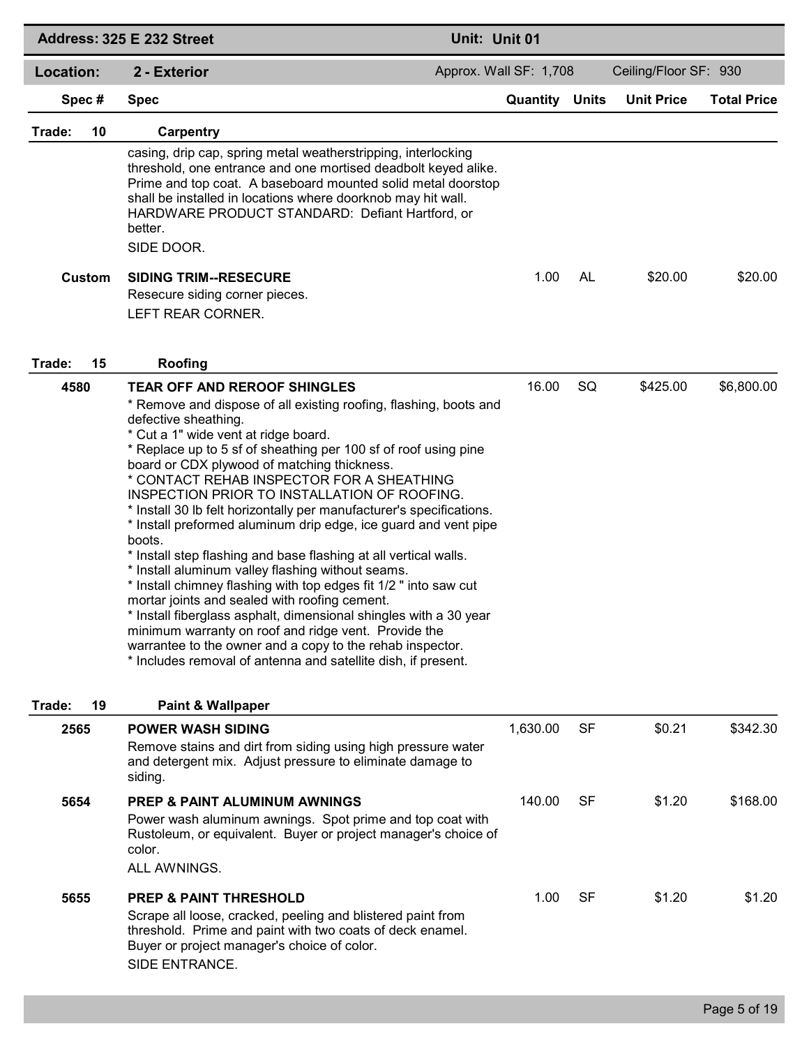| Address: 325 E 232 Street | | Unit: Unit 01 | | | |
|---|---|---|---|---|---|
| **Location:** | **2 - Exterior** | Approx. Wall SF: 1,708 | | Ceiling/Floor SF: 930 | |

| Spec # | Spec | Quantity | Units | Unit Price | Total Price |
|---|---|---|---|---|---|
| **Trade: 10** | **Carpentry** | | | | |
| | casing, drip cap, spring metal weatherstripping, interlocking threshold, one entrance and one mortised deadbolt keyed alike. Prime and top coat. A baseboard mounted solid metal doorstop shall be installed in locations where doorknob may hit wall. HARDWARE PRODUCT STANDARD: Defiant Hartford, or better.<br>SIDE DOOR. | | | | |
| Custom | **SIDING TRIM--RESECURE**<br>Resecure siding corner pieces.<br>LEFT REAR CORNER. | 1.00 | AL | $20.00 | $20.00 |
| **Trade: 15** | **Roofing** | | | | |
| 4580 | **TEAR OFF AND REROOF SHINGLES**<br>* Remove and dispose of all existing roofing, flashing, boots and defective sheathing.<br>* Cut a 1" wide vent at ridge board.<br>* Replace up to 5 sf of sheathing per 100 sf of roof using pine board or CDX plywood of matching thickness.<br>* CONTACT REHAB INSPECTOR FOR A SHEATHING INSPECTION PRIOR TO INSTALLATION OF ROOFING.<br>* Install 30 lb felt horizontally per manufacturer's specifications.<br>* Install preformed aluminum drip edge, ice guard and vent pipe boots.<br>* Install step flashing and base flashing at all vertical walls.<br>* Install aluminum valley flashing without seams.<br>* Install chimney flashing with top edges fit 1/2 " into saw cut mortar joints and sealed with roofing cement.<br>* Install fiberglass asphalt, dimensional shingles with a 30 year minimum warranty on roof and ridge vent. Provide the warrantee to the owner and a copy to the rehab inspector.<br>* Includes removal of antenna and satellite dish, if present. | 16.00 | SQ | $425.00 | $6,800.00 |
| **Trade: 19** | **Paint & Wallpaper** | | | | |
| 2565 | **POWER WASH SIDING**<br>Remove stains and dirt from siding using high pressure water and detergent mix. Adjust pressure to eliminate damage to siding. | 1,630.00 | SF | $0.21 | $342.30 |
| 5654 | **PREP & PAINT ALUMINUM AWNINGS**<br>Power wash aluminum awnings. Spot prime and top coat with Rustoleum, or equivalent. Buyer or project manager's choice of color.<br>ALL AWNINGS. | 140.00 | SF | $1.20 | $168.00 |
| 5655 | **PREP & PAINT THRESHOLD**<br>Scrape all loose, cracked, peeling and blistered paint from threshold. Prime and paint with two coats of deck enamel. Buyer or project manager's choice of color.<br>SIDE ENTRANCE. | 1.00 | SF | $1.20 | $1.20 |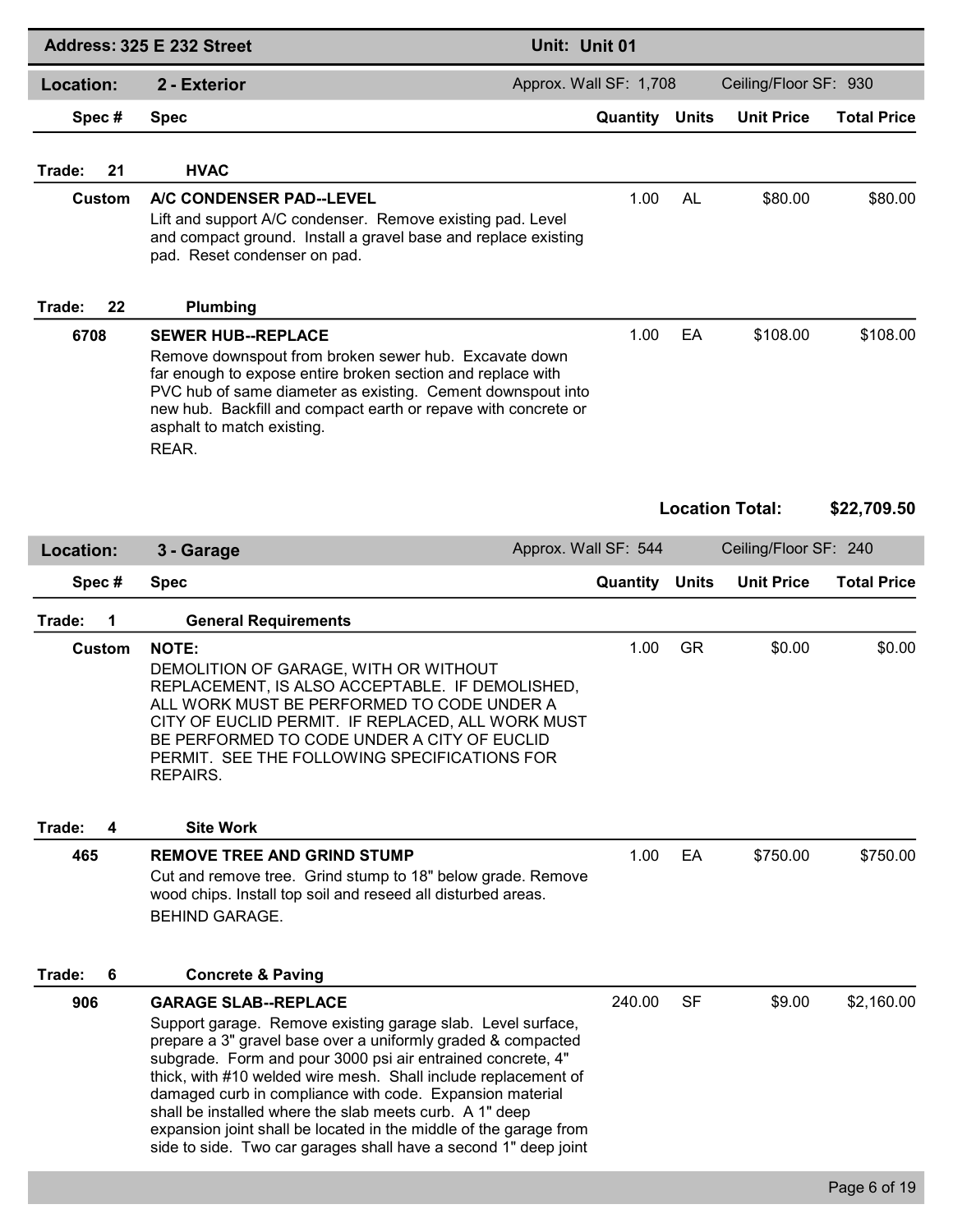**Address: 325 E 232 Street** | **Unit: Unit 01**

## Location: 2 - Exterior

Approx. Wall SF: 1,708 | Ceiling/Floor SF: 930

| Spec # | Spec | Quantity | Units | Unit Price | Total Price |
|---|---|---|---|---|---|
| **Trade: 21** | **HVAC** | | | | |
| Custom | **A/C CONDENSER PAD--LEVEL**<br>Lift and support A/C condenser. Remove existing pad. Level and compact ground. Install a gravel base and replace existing pad. Reset condenser on pad. | 1.00 | AL | $80.00 | $80.00 |
| **Trade: 22** | **Plumbing** | | | | |
| 6708 | **SEWER HUB--REPLACE**<br>Remove downspout from broken sewer hub. Excavate down far enough to expose entire broken section and replace with PVC hub of same diameter as existing. Cement downspout into new hub. Backfill and compact earth or repave with concrete or asphalt to match existing.<br>REAR. | 1.00 | EA | $108.00 | $108.00 |

**Location Total: $22,709.50**

## Location: 3 - Garage

Approx. Wall SF: 544 | Ceiling/Floor SF: 240

| Spec # | Spec | Quantity | Units | Unit Price | Total Price |
|---|---|---|---|---|---|
| **Trade: 1** | **General Requirements** | | | | |
| Custom | **NOTE:**<br>DEMOLITION OF GARAGE, WITH OR WITHOUT REPLACEMENT, IS ALSO ACCEPTABLE. IF DEMOLISHED, ALL WORK MUST BE PERFORMED TO CODE UNDER A CITY OF EUCLID PERMIT. IF REPLACED, ALL WORK MUST BE PERFORMED TO CODE UNDER A CITY OF EUCLID PERMIT. SEE THE FOLLOWING SPECIFICATIONS FOR REPAIRS. | 1.00 | GR | $0.00 | $0.00 |
| **Trade: 4** | **Site Work** | | | | |
| 465 | **REMOVE TREE AND GRIND STUMP**<br>Cut and remove tree. Grind stump to 18" below grade. Remove wood chips. Install top soil and reseed all disturbed areas.<br>BEHIND GARAGE. | 1.00 | EA | $750.00 | $750.00 |
| **Trade: 6** | **Concrete & Paving** | | | | |
| 906 | **GARAGE SLAB--REPLACE**<br>Support garage. Remove existing garage slab. Level surface, prepare a 3" gravel base over a uniformly graded & compacted subgrade. Form and pour 3000 psi air entrained concrete, 4" thick, with #10 welded wire mesh. Shall include replacement of damaged curb in compliance with code. Expansion material shall be installed where the slab meets curb. A 1" deep expansion joint shall be located in the middle of the garage from side to side. Two car garages shall have a second 1" deep joint | 240.00 | SF | $9.00 | $2,160.00 |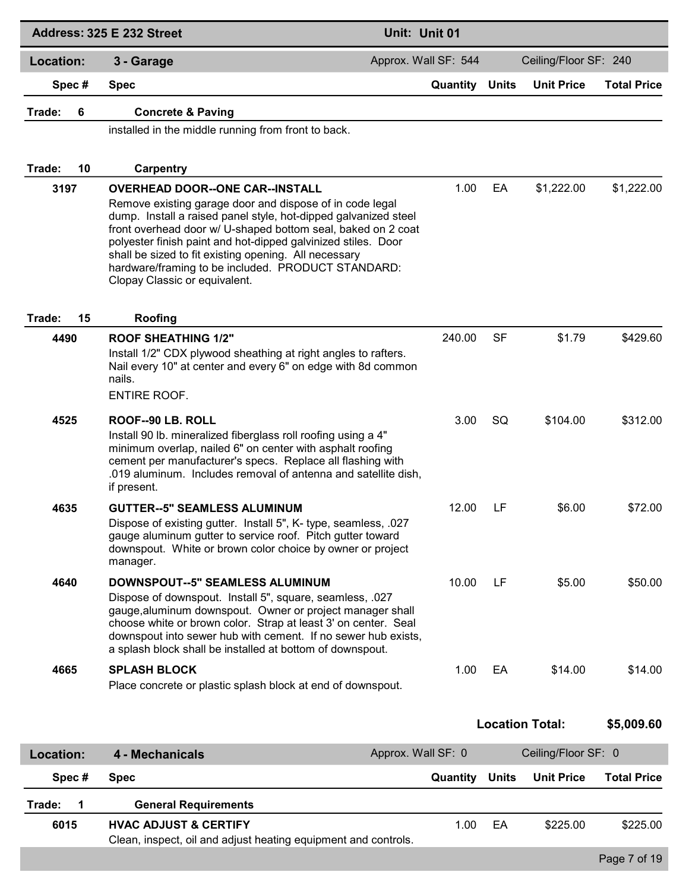**Address: 325 E 232 Street** | **Unit: Unit 01**

## Location: 3 - Garage

Approx. Wall SF: 544 | Ceiling/Floor SF: 240

| Spec # | Spec | Quantity | Units | Unit Price | Total Price |
|---|---|---|---|---|---|
| **Trade: 6** | **Concrete & Paving** | | | | |
| | installed in the middle running from front to back. | | | | |
| **Trade: 10** | **Carpentry** | | | | |
| 3197 | **OVERHEAD DOOR--ONE CAR--INSTALL**<br>Remove existing garage door and dispose of in code legal dump. Install a raised panel style, hot-dipped galvanized steel front overhead door w/ U-shaped bottom seal, baked on 2 coat polyester finish paint and hot-dipped galvinized stiles. Door shall be sized to fit existing opening. All necessary hardware/framing to be included. PRODUCT STANDARD: Clopay Classic or equivalent. | 1.00 | EA | $1,222.00 | $1,222.00 |
| **Trade: 15** | **Roofing** | | | | |
| 4490 | **ROOF SHEATHING 1/2"**<br>Install 1/2" CDX plywood sheathing at right angles to rafters. Nail every 10" at center and every 6" on edge with 8d common nails.<br>ENTIRE ROOF. | 240.00 | SF | $1.79 | $429.60 |
| 4525 | **ROOF--90 LB. ROLL**<br>Install 90 lb. mineralized fiberglass roll roofing using a 4" minimum overlap, nailed 6" on center with asphalt roofing cement per manufacturer's specs. Replace all flashing with .019 aluminum. Includes removal of antenna and satellite dish, if present. | 3.00 | SQ | $104.00 | $312.00 |
| 4635 | **GUTTER--5" SEAMLESS ALUMINUM**<br>Dispose of existing gutter. Install 5", K- type, seamless, .027 gauge aluminum gutter to service roof. Pitch gutter toward downspout. White or brown color choice by owner or project manager. | 12.00 | LF | $6.00 | $72.00 |
| 4640 | **DOWNSPOUT--5" SEAMLESS ALUMINUM**<br>Dispose of downspout. Install 5", square, seamless, .027 gauge,aluminum downspout. Owner or project manager shall choose white or brown color. Strap at least 3' on center. Seal downspout into sewer hub with cement. If no sewer hub exists, a splash block shall be installed at bottom of downspout. | 10.00 | LF | $5.00 | $50.00 |
| 4665 | **SPLASH BLOCK**<br>Place concrete or plastic splash block at end of downspout. | 1.00 | EA | $14.00 | $14.00 |
| | | | | **Location Total:** | **$5,009.60** |

## Location: 4 - Mechanicals

Approx. Wall SF: 0 | Ceiling/Floor SF: 0

| Spec # | Spec | Quantity | Units | Unit Price | Total Price |
|---|---|---|---|---|---|
| **Trade: 1** | **General Requirements** | | | | |
| 6015 | **HVAC ADJUST & CERTIFY**<br>Clean, inspect, oil and adjust heating equipment and controls. | 1.00 | EA | $225.00 | $225.00 |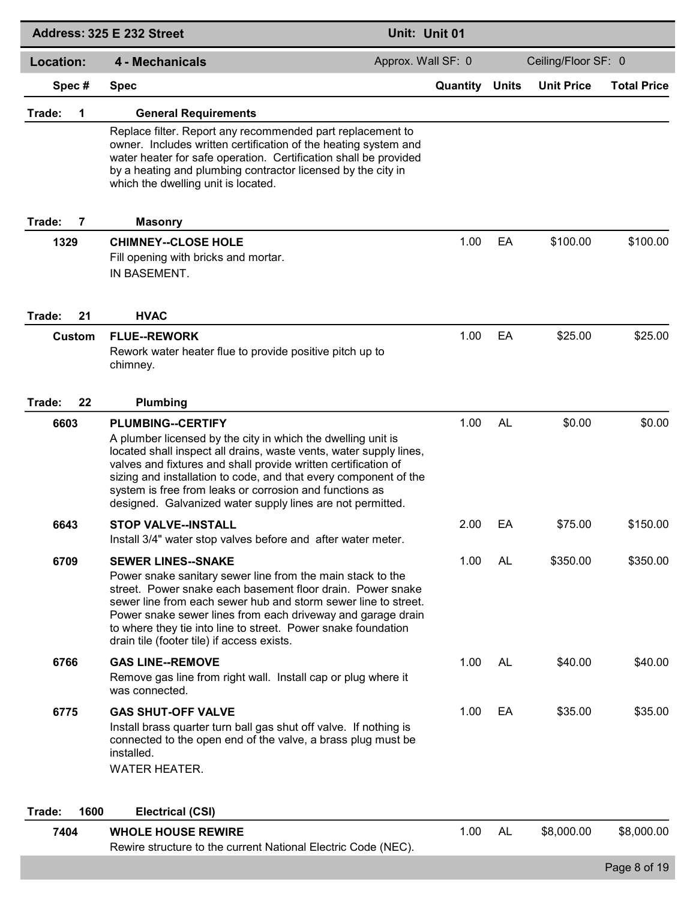**Address: 325 E 232 Street** | **Unit: Unit 01**

**Location: 4 - Mechanicals** | Approx. Wall SF: 0 | Ceiling/Floor SF: 0

| Spec # | Spec | Quantity | Units | Unit Price | Total Price |
|---|---|---|---|---|---|
| **Trade: 1** | **General Requirements** | | | | |
| | Replace filter. Report any recommended part replacement to owner. Includes written certification of the heating system and water heater for safe operation. Certification shall be provided by a heating and plumbing contractor licensed by the city in which the dwelling unit is located. | | | | |
| **Trade: 7** | **Masonry** | | | | |
| 1329 | **CHIMNEY--CLOSE HOLE**<br>Fill opening with bricks and mortar.<br>IN BASEMENT. | 1.00 | EA | $100.00 | $100.00 |
| **Trade: 21** | **HVAC** | | | | |
| Custom | **FLUE--REWORK**<br>Rework water heater flue to provide positive pitch up to chimney. | 1.00 | EA | $25.00 | $25.00 |
| **Trade: 22** | **Plumbing** | | | | |
| 6603 | **PLUMBING--CERTIFY**<br>A plumber licensed by the city in which the dwelling unit is located shall inspect all drains, waste vents, water supply lines, valves and fixtures and shall provide written certification of sizing and installation to code, and that every component of the system is free from leaks or corrosion and functions as designed. Galvanized water supply lines are not permitted. | 1.00 | AL | $0.00 | $0.00 |
| 6643 | **STOP VALVE--INSTALL**<br>Install 3/4" water stop valves before and after water meter. | 2.00 | EA | $75.00 | $150.00 |
| 6709 | **SEWER LINES--SNAKE**<br>Power snake sanitary sewer line from the main stack to the street. Power snake each basement floor drain. Power snake sewer line from each sewer hub and storm sewer line to street. Power snake sewer lines from each driveway and garage drain to where they tie into line to street. Power snake foundation drain tile (footer tile) if access exists. | 1.00 | AL | $350.00 | $350.00 |
| 6766 | **GAS LINE--REMOVE**<br>Remove gas line from right wall. Install cap or plug where it was connected. | 1.00 | AL | $40.00 | $40.00 |
| 6775 | **GAS SHUT-OFF VALVE**<br>Install brass quarter turn ball gas shut off valve. If nothing is connected to the open end of the valve, a brass plug must be installed.<br>WATER HEATER. | 1.00 | EA | $35.00 | $35.00 |
| **Trade: 1600** | **Electrical (CSI)** | | | | |
| 7404 | **WHOLE HOUSE REWIRE**<br>Rewire structure to the current National Electric Code (NEC). | 1.00 | AL | $8,000.00 | $8,000.00 |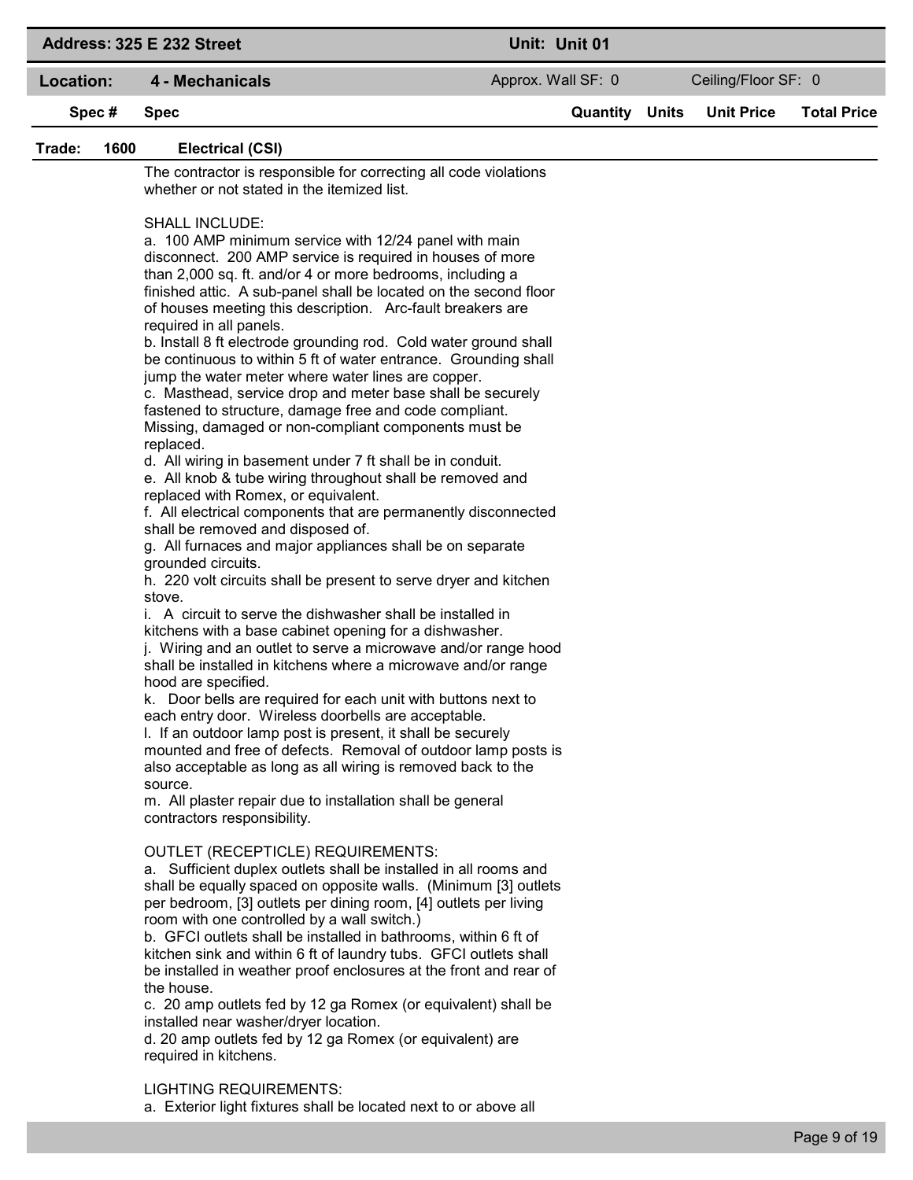| Address: 325 E 232 Street | | Unit: Unit 01 | | | |
|---|---|---|---|---|---|
| **Location:** | **4 - Mechanicals** | Approx. Wall SF: 0 | | Ceiling/Floor SF: 0 | |
| **Spec #** | **Spec** | **Quantity** | **Units** | **Unit Price** | **Total Price** |

**Trade: 1600 Electrical (CSI)**

The contractor is responsible for correcting all code violations whether or not stated in the itemized list.

SHALL INCLUDE:

a. 100 AMP minimum service with 12/24 panel with main disconnect. 200 AMP service is required in houses of more than 2,000 sq. ft. and/or 4 or more bedrooms, including a finished attic. A sub-panel shall be located on the second floor of houses meeting this description. Arc-fault breakers are required in all panels.

b. Install 8 ft electrode grounding rod. Cold water ground shall be continuous to within 5 ft of water entrance. Grounding shall jump the water meter where water lines are copper.

c. Masthead, service drop and meter base shall be securely fastened to structure, damage free and code compliant. Missing, damaged or non-compliant components must be replaced.

d. All wiring in basement under 7 ft shall be in conduit.

e. All knob & tube wiring throughout shall be removed and replaced with Romex, or equivalent.

f. All electrical components that are permanently disconnected shall be removed and disposed of.

g. All furnaces and major appliances shall be on separate grounded circuits.

h. 220 volt circuits shall be present to serve dryer and kitchen stove.

i. A circuit to serve the dishwasher shall be installed in kitchens with a base cabinet opening for a dishwasher.

j. Wiring and an outlet to serve a microwave and/or range hood shall be installed in kitchens where a microwave and/or range hood are specified.

k. Door bells are required for each unit with buttons next to each entry door. Wireless doorbells are acceptable.

l. If an outdoor lamp post is present, it shall be securely mounted and free of defects. Removal of outdoor lamp posts is also acceptable as long as all wiring is removed back to the source.

m. All plaster repair due to installation shall be general contractors responsibility.

OUTLET (RECEPTICLE) REQUIREMENTS:

a. Sufficient duplex outlets shall be installed in all rooms and shall be equally spaced on opposite walls. (Minimum [3] outlets per bedroom, [3] outlets per dining room, [4] outlets per living room with one controlled by a wall switch.)

b. GFCI outlets shall be installed in bathrooms, within 6 ft of kitchen sink and within 6 ft of laundry tubs. GFCI outlets shall be installed in weather proof enclosures at the front and rear of the house.

c. 20 amp outlets fed by 12 ga Romex (or equivalent) shall be installed near washer/dryer location.

d. 20 amp outlets fed by 12 ga Romex (or equivalent) are required in kitchens.

LIGHTING REQUIREMENTS:

a. Exterior light fixtures shall be located next to or above all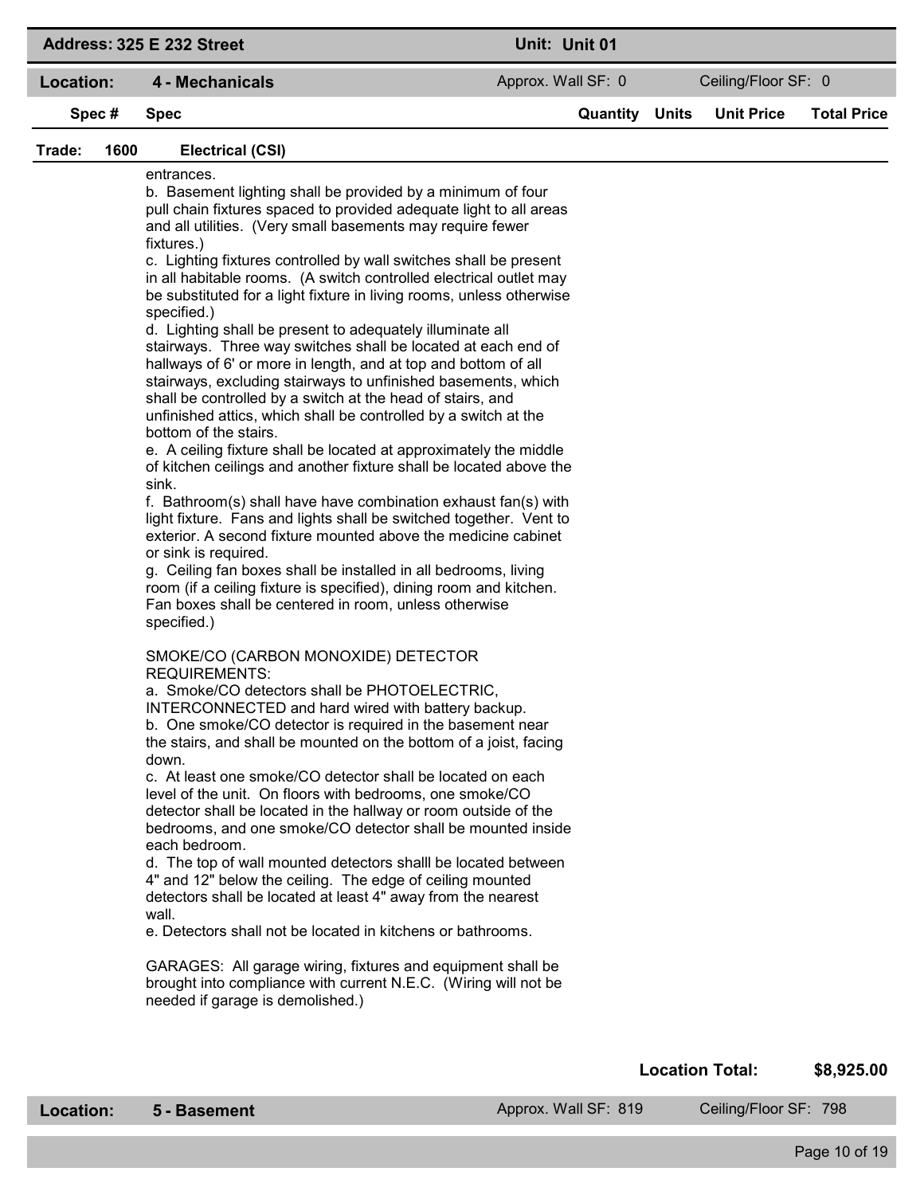| Address: 325 E 232 Street | | Unit: Unit 01 | | | |
|---|---|---|---|---|---|
| **Location:** | **4 - Mechanicals** | Approx. Wall SF: 0 | | Ceiling/Floor SF: 0 | |

| Spec # | Spec | Quantity | Units | Unit Price | Total Price |
|---|---|---|---|---|---|

**Trade: 1600 Electrical (CSI)**

entrances.

b. Basement lighting shall be provided by a minimum of four pull chain fixtures spaced to provided adequate light to all areas and all utilities. (Very small basements may require fewer fixtures.)

c. Lighting fixtures controlled by wall switches shall be present in all habitable rooms. (A switch controlled electrical outlet may be substituted for a light fixture in living rooms, unless otherwise specified.)

d. Lighting shall be present to adequately illuminate all stairways. Three way switches shall be located at each end of hallways of 6' or more in length, and at top and bottom of all stairways, excluding stairways to unfinished basements, which shall be controlled by a switch at the head of stairs, and unfinished attics, which shall be controlled by a switch at the bottom of the stairs.

e. A ceiling fixture shall be located at approximately the middle of kitchen ceilings and another fixture shall be located above the sink.

f. Bathroom(s) shall have have combination exhaust fan(s) with light fixture. Fans and lights shall be switched together. Vent to exterior. A second fixture mounted above the medicine cabinet or sink is required.

g. Ceiling fan boxes shall be installed in all bedrooms, living room (if a ceiling fixture is specified), dining room and kitchen. Fan boxes shall be centered in room, unless otherwise specified.)

SMOKE/CO (CARBON MONOXIDE) DETECTOR REQUIREMENTS:

a. Smoke/CO detectors shall be PHOTOELECTRIC, INTERCONNECTED and hard wired with battery backup.

b. One smoke/CO detector is required in the basement near the stairs, and shall be mounted on the bottom of a joist, facing down.

c. At least one smoke/CO detector shall be located on each level of the unit. On floors with bedrooms, one smoke/CO detector shall be located in the hallway or room outside of the bedrooms, and one smoke/CO detector shall be mounted inside each bedroom.

d. The top of wall mounted detectors shalll be located between 4" and 12" below the ceiling. The edge of ceiling mounted detectors shall be located at least 4" away from the nearest wall.

e. Detectors shall not be located in kitchens or bathrooms.

GARAGES: All garage wiring, fixtures and equipment shall be brought into compliance with current N.E.C. (Wiring will not be needed if garage is demolished.)

**Location Total: $8,925.00**

| **Location:** | **5 - Basement** | Approx. Wall SF: 819 | Ceiling/Floor SF: 798 |
|---|---|---|---|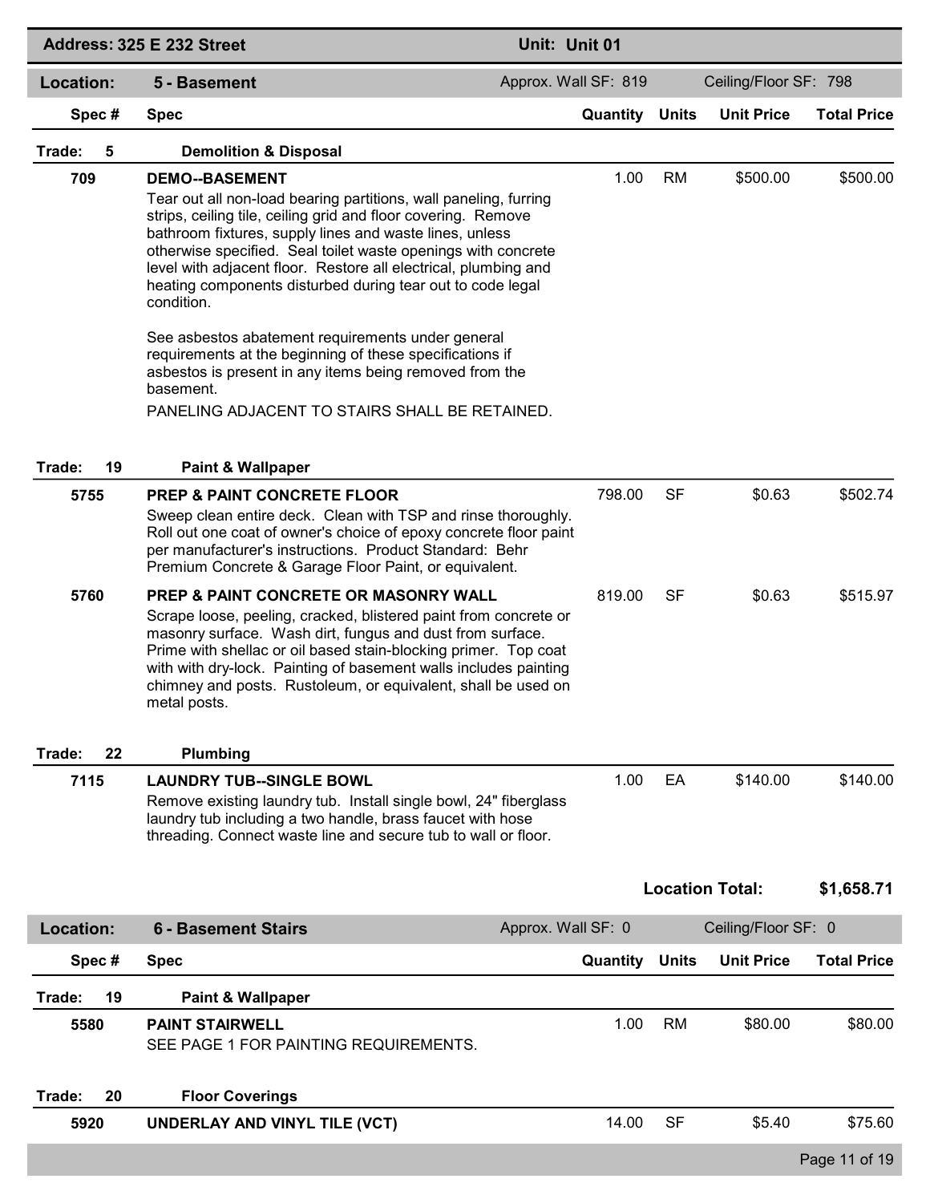**Address: 325 E 232 Street** | **Unit: Unit 01**

## Location: 5 - Basement

Approx. Wall SF: 819 | Ceiling/Floor SF: 798

| Spec # | Spec | Quantity | Units | Unit Price | Total Price |
|---|---|---|---|---|---|
| **Trade: 5** | **Demolition & Disposal** | | | | |
| **709** | **DEMO--BASEMENT**<br>Tear out all non-load bearing partitions, wall paneling, furring strips, ceiling tile, ceiling grid and floor covering. Remove bathroom fixtures, supply lines and waste lines, unless otherwise specified. Seal toilet waste openings with concrete level with adjacent floor. Restore all electrical, plumbing and heating components disturbed during tear out to code legal condition.<br><br>See asbestos abatement requirements under general requirements at the beginning of these specifications if asbestos is present in any items being removed from the basement.<br>PANELING ADJACENT TO STAIRS SHALL BE RETAINED. | 1.00 | RM | $500.00 | $500.00 |
| **Trade: 19** | **Paint & Wallpaper** | | | | |
| **5755** | **PREP & PAINT CONCRETE FLOOR**<br>Sweep clean entire deck. Clean with TSP and rinse thoroughly. Roll out one coat of owner's choice of epoxy concrete floor paint per manufacturer's instructions. Product Standard: Behr Premium Concrete & Garage Floor Paint, or equivalent. | 798.00 | SF | $0.63 | $502.74 |
| **5760** | **PREP & PAINT CONCRETE OR MASONRY WALL**<br>Scrape loose, peeling, cracked, blistered paint from concrete or masonry surface. Wash dirt, fungus and dust from surface. Prime with shellac or oil based stain-blocking primer. Top coat with with dry-lock. Painting of basement walls includes painting chimney and posts. Rustoleum, or equivalent, shall be used on metal posts. | 819.00 | SF | $0.63 | $515.97 |
| **Trade: 22** | **Plumbing** | | | | |
| **7115** | **LAUNDRY TUB--SINGLE BOWL**<br>Remove existing laundry tub. Install single bowl, 24" fiberglass laundry tub including a two handle, brass faucet with hose threading. Connect waste line and secure tub to wall or floor. | 1.00 | EA | $140.00 | $140.00 |

**Location Total: $1,658.71**

## Location: 6 - Basement Stairs

Approx. Wall SF: 0 | Ceiling/Floor SF: 0

| Spec # | Spec | Quantity | Units | Unit Price | Total Price |
|---|---|---|---|---|---|
| **Trade: 19** | **Paint & Wallpaper** | | | | |
| **5580** | **PAINT STAIRWELL**<br>SEE PAGE 1 FOR PAINTING REQUIREMENTS. | 1.00 | RM | $80.00 | $80.00 |
| **Trade: 20** | **Floor Coverings** | | | | |
| **5920** | **UNDERLAY AND VINYL TILE (VCT)** | 14.00 | SF | $5.40 | $75.60 |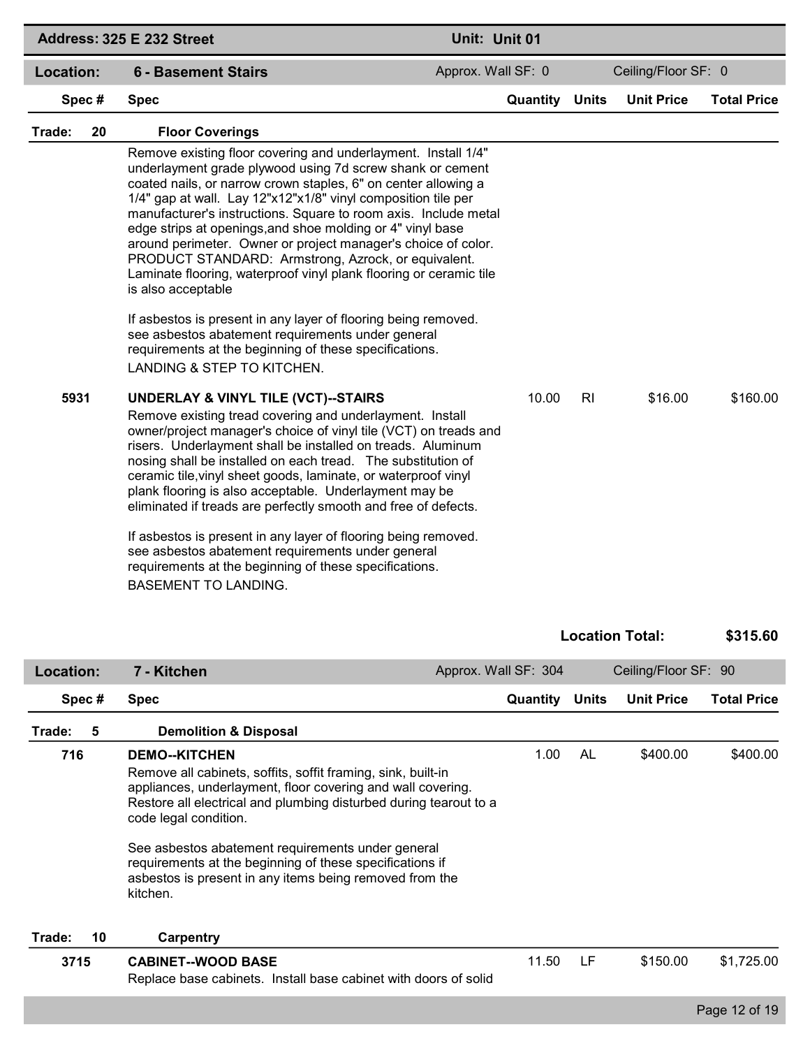**Address: 325 E 232 Street** | **Unit: Unit 01**

## Location: 6 - Basement Stairs

Approx. Wall SF: 0 | Ceiling/Floor SF: 0

| Spec # | Spec | Quantity | Units | Unit Price | Total Price |
|---|---|---|---|---|---|
| **Trade: 20** | **Floor Coverings** | | | | |
| | Remove existing floor covering and underlayment. Install 1/4" underlayment grade plywood using 7d screw shank or cement coated nails, or narrow crown staples, 6" on center allowing a 1/4" gap at wall. Lay 12"x12"x1/8" vinyl composition tile per manufacturer's instructions. Square to room axis. Include metal edge strips at openings,and shoe molding or 4" vinyl base around perimeter. Owner or project manager's choice of color. PRODUCT STANDARD: Armstrong, Azrock, or equivalent. Laminate flooring, waterproof vinyl plank flooring or ceramic tile is also acceptable<br><br>If asbestos is present in any layer of flooring being removed. see asbestos abatement requirements under general requirements at the beginning of these specifications.<br>LANDING & STEP TO KITCHEN. | | | | |
| 5931 | **UNDERLAY & VINYL TILE (VCT)--STAIRS**<br>Remove existing tread covering and underlayment. Install owner/project manager's choice of vinyl tile (VCT) on treads and risers. Underlayment shall be installed on treads. Aluminum nosing shall be installed on each tread. The substitution of ceramic tile,vinyl sheet goods, laminate, or waterproof vinyl plank flooring is also acceptable. Underlayment may be eliminated if treads are perfectly smooth and free of defects.<br><br>If asbestos is present in any layer of flooring being removed. see asbestos abatement requirements under general requirements at the beginning of these specifications.<br>BASEMENT TO LANDING. | 10.00 | RI | $16.00 | $160.00 |

**Location Total: $315.60**

## Location: 7 - Kitchen

Approx. Wall SF: 304 | Ceiling/Floor SF: 90

| Spec # | Spec | Quantity | Units | Unit Price | Total Price |
|---|---|---|---|---|---|
| **Trade: 5** | **Demolition & Disposal** | | | | |
| 716 | **DEMO--KITCHEN**<br>Remove all cabinets, soffits, soffit framing, sink, built-in appliances, underlayment, floor covering and wall covering. Restore all electrical and plumbing disturbed during tearout to a code legal condition.<br><br>See asbestos abatement requirements under general requirements at the beginning of these specifications if asbestos is present in any items being removed from the kitchen. | 1.00 | AL | $400.00 | $400.00 |
| **Trade: 10** | **Carpentry** | | | | |
| 3715 | **CABINET--WOOD BASE**<br>Replace base cabinets. Install base cabinet with doors of solid | 11.50 | LF | $150.00 | $1,725.00 |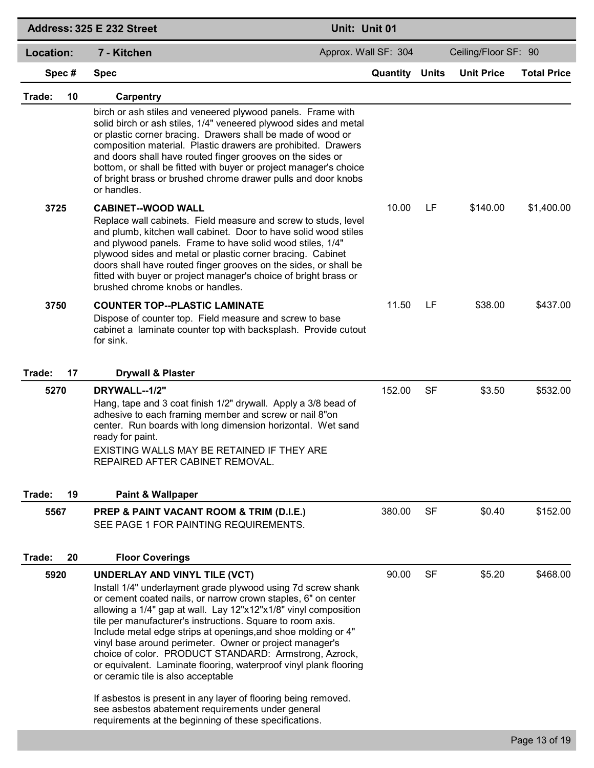| Address: 325 E 232 Street | | Unit: Unit 01 | | | |
|---|---|---|---|---|---|
| **Location:** | **7 - Kitchen** | Approx. Wall SF: 304 | | Ceiling/Floor SF: 90 | |

| Spec # | Spec | Quantity | Units | Unit Price | Total Price |
|---|---|---|---|---|---|
| **Trade: 10** | **Carpentry** | | | | |
| | birch or ash stiles and veneered plywood panels. Frame with solid birch or ash stiles, 1/4" veneered plywood sides and metal or plastic corner bracing. Drawers shall be made of wood or composition material. Plastic drawers are prohibited. Drawers and doors shall have routed finger grooves on the sides or bottom, or shall be fitted with buyer or project manager's choice of bright brass or brushed chrome drawer pulls and door knobs or handles. | | | | |
| 3725 | **CABINET--WOOD WALL**<br>Replace wall cabinets. Field measure and screw to studs, level and plumb, kitchen wall cabinet. Door to have solid wood stiles and plywood panels. Frame to have solid wood stiles, 1/4" plywood sides and metal or plastic corner bracing. Cabinet doors shall have routed finger grooves on the sides, or shall be fitted with buyer or project manager's choice of bright brass or brushed chrome knobs or handles. | 10.00 | LF | $140.00 | $1,400.00 |
| 3750 | **COUNTER TOP--PLASTIC LAMINATE**<br>Dispose of counter top. Field measure and screw to base cabinet a laminate counter top with backsplash. Provide cutout for sink. | 11.50 | LF | $38.00 | $437.00 |
| **Trade: 17** | **Drywall & Plaster** | | | | |
| 5270 | **DRYWALL--1/2"**<br>Hang, tape and 3 coat finish 1/2" drywall. Apply a 3/8 bead of adhesive to each framing member and screw or nail 8"on center. Run boards with long dimension horizontal. Wet sand ready for paint.<br>EXISTING WALLS MAY BE RETAINED IF THEY ARE REPAIRED AFTER CABINET REMOVAL. | 152.00 | SF | $3.50 | $532.00 |
| **Trade: 19** | **Paint & Wallpaper** | | | | |
| 5567 | **PREP & PAINT VACANT ROOM & TRIM (D.I.E.)**<br>SEE PAGE 1 FOR PAINTING REQUIREMENTS. | 380.00 | SF | $0.40 | $152.00 |
| **Trade: 20** | **Floor Coverings** | | | | |
| 5920 | **UNDERLAY AND VINYL TILE (VCT)**<br>Install 1/4" underlayment grade plywood using 7d screw shank or cement coated nails, or narrow crown staples, 6" on center allowing a 1/4" gap at wall. Lay 12"x12"x1/8" vinyl composition tile per manufacturer's instructions. Square to room axis. Include metal edge strips at openings,and shoe molding or 4" vinyl base around perimeter. Owner or project manager's choice of color. PRODUCT STANDARD: Armstrong, Azrock, or equivalent. Laminate flooring, waterproof vinyl plank flooring or ceramic tile is also acceptable<br><br>If asbestos is present in any layer of flooring being removed. see asbestos abatement requirements under general requirements at the beginning of these specifications. | 90.00 | SF | $5.20 | $468.00 |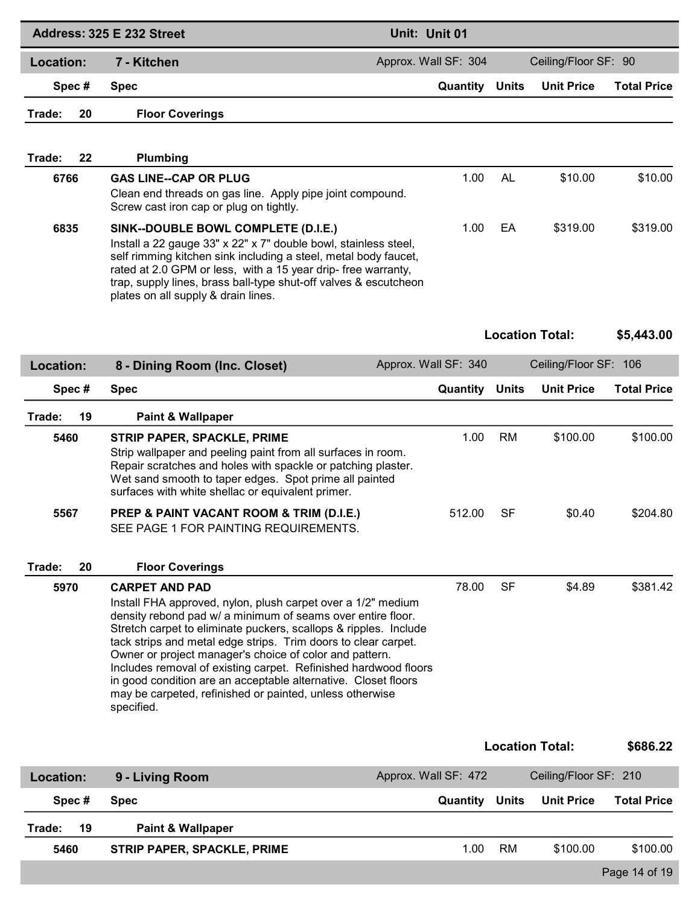**Address: 325 E 232 Street** | **Unit: Unit 01**

## Location: 7 - Kitchen

Approx. Wall SF: 304 | Ceiling/Floor SF: 90

| Spec # | Spec | Quantity | Units | Unit Price | Total Price |
|---|---|---|---|---|---|
| **Trade: 20** | **Floor Coverings** | | | | |
| **Trade: 22** | **Plumbing** | | | | |
| 6766 | **GAS LINE--CAP OR PLUG**<br>Clean end threads on gas line. Apply pipe joint compound. Screw cast iron cap or plug on tightly. | 1.00 | AL | $10.00 | $10.00 |
| 6835 | **SINK--DOUBLE BOWL COMPLETE (D.I.E.)**<br>Install a 22 gauge 33" x 22" x 7" double bowl, stainless steel, self rimming kitchen sink including a steel, metal body faucet, rated at 2.0 GPM or less, with a 15 year drip- free warranty, trap, supply lines, brass ball-type shut-off valves & escutcheon plates on all supply & drain lines. | 1.00 | EA | $319.00 | $319.00 |

**Location Total: $5,443.00**

## Location: 8 - Dining Room (Inc. Closet)

Approx. Wall SF: 340 | Ceiling/Floor SF: 106

| Spec # | Spec | Quantity | Units | Unit Price | Total Price |
|---|---|---|---|---|---|
| **Trade: 19** | **Paint & Wallpaper** | | | | |
| 5460 | **STRIP PAPER, SPACKLE, PRIME**<br>Strip wallpaper and peeling paint from all surfaces in room. Repair scratches and holes with spackle or patching plaster. Wet sand smooth to taper edges. Spot prime all painted surfaces with white shellac or equivalent primer. | 1.00 | RM | $100.00 | $100.00 |
| 5567 | **PREP & PAINT VACANT ROOM & TRIM (D.I.E.)**<br>SEE PAGE 1 FOR PAINTING REQUIREMENTS. | 512.00 | SF | $0.40 | $204.80 |
| **Trade: 20** | **Floor Coverings** | | | | |
| 5970 | **CARPET AND PAD**<br>Install FHA approved, nylon, plush carpet over a 1/2" medium density rebond pad w/ a minimum of seams over entire floor. Stretch carpet to eliminate puckers, scallops & ripples. Include tack strips and metal edge strips. Trim doors to clear carpet. Owner or project manager's choice of color and pattern. Includes removal of existing carpet. Refinished hardwood floors in good condition are an acceptable alternative. Closet floors may be carpeted, refinished or painted, unless otherwise specified. | 78.00 | SF | $4.89 | $381.42 |

**Location Total: $686.22**

## Location: 9 - Living Room

Approx. Wall SF: 472 | Ceiling/Floor SF: 210

| Spec # | Spec | Quantity | Units | Unit Price | Total Price |
|---|---|---|---|---|---|
| **Trade: 19** | **Paint & Wallpaper** | | | | |
| 5460 | **STRIP PAPER, SPACKLE, PRIME** | 1.00 | RM | $100.00 | $100.00 |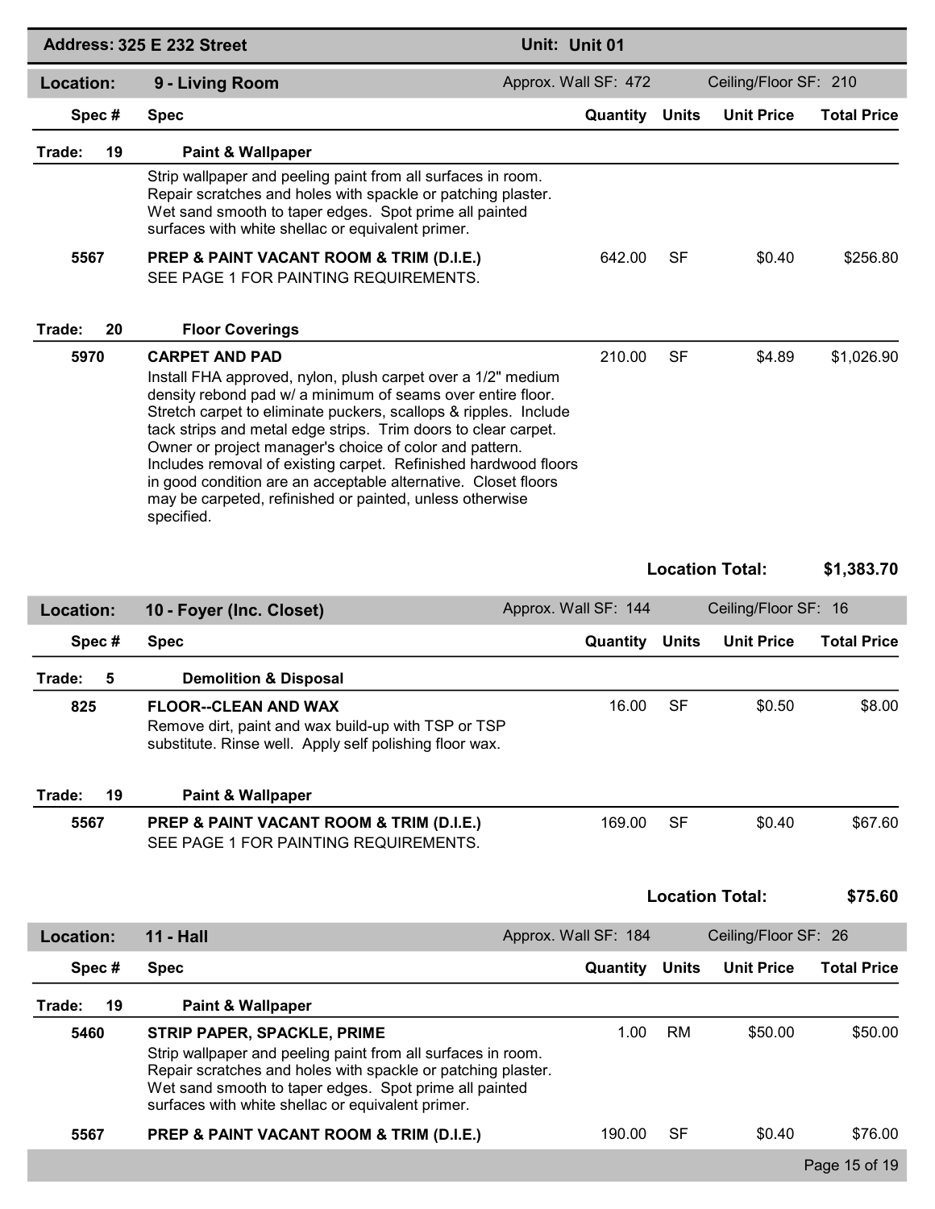**Address: 325 E 232 Street** | **Unit: Unit 01**

## Location: 9 - Living Room

Approx. Wall SF: 472 | Ceiling/Floor SF: 210

| Spec # | Spec | Quantity | Units | Unit Price | Total Price |
|---|---|---|---|---|---|
| **Trade: 19** | **Paint & Wallpaper** | | | | |
| | Strip wallpaper and peeling paint from all surfaces in room. Repair scratches and holes with spackle or patching plaster. Wet sand smooth to taper edges. Spot prime all painted surfaces with white shellac or equivalent primer. | | | | |
| 5567 | **PREP & PAINT VACANT ROOM & TRIM (D.I.E.)** SEE PAGE 1 FOR PAINTING REQUIREMENTS. | 642.00 | SF | $0.40 | $256.80 |
| **Trade: 20** | **Floor Coverings** | | | | |
| 5970 | **CARPET AND PAD** Install FHA approved, nylon, plush carpet over a 1/2" medium density rebond pad w/ a minimum of seams over entire floor. Stretch carpet to eliminate puckers, scallops & ripples. Include tack strips and metal edge strips. Trim doors to clear carpet. Owner or project manager's choice of color and pattern. Includes removal of existing carpet. Refinished hardwood floors in good condition are an acceptable alternative. Closet floors may be carpeted, refinished or painted, unless otherwise specified. | 210.00 | SF | $4.89 | $1,026.90 |

**Location Total: $1,383.70**

## Location: 10 - Foyer (Inc. Closet)

Approx. Wall SF: 144 | Ceiling/Floor SF: 16

| Spec # | Spec | Quantity | Units | Unit Price | Total Price |
|---|---|---|---|---|---|
| **Trade: 5** | **Demolition & Disposal** | | | | |
| 825 | **FLOOR--CLEAN AND WAX** Remove dirt, paint and wax build-up with TSP or TSP substitute. Rinse well. Apply self polishing floor wax. | 16.00 | SF | $0.50 | $8.00 |
| **Trade: 19** | **Paint & Wallpaper** | | | | |
| 5567 | **PREP & PAINT VACANT ROOM & TRIM (D.I.E.)** SEE PAGE 1 FOR PAINTING REQUIREMENTS. | 169.00 | SF | $0.40 | $67.60 |

**Location Total: $75.60**

## Location: 11 - Hall

Approx. Wall SF: 184 | Ceiling/Floor SF: 26

| Spec # | Spec | Quantity | Units | Unit Price | Total Price |
|---|---|---|---|---|---|
| **Trade: 19** | **Paint & Wallpaper** | | | | |
| 5460 | **STRIP PAPER, SPACKLE, PRIME** Strip wallpaper and peeling paint from all surfaces in room. Repair scratches and holes with spackle or patching plaster. Wet sand smooth to taper edges. Spot prime all painted surfaces with white shellac or equivalent primer. | 1.00 | RM | $50.00 | $50.00 |
| 5567 | **PREP & PAINT VACANT ROOM & TRIM (D.I.E.)** | 190.00 | SF | $0.40 | $76.00 |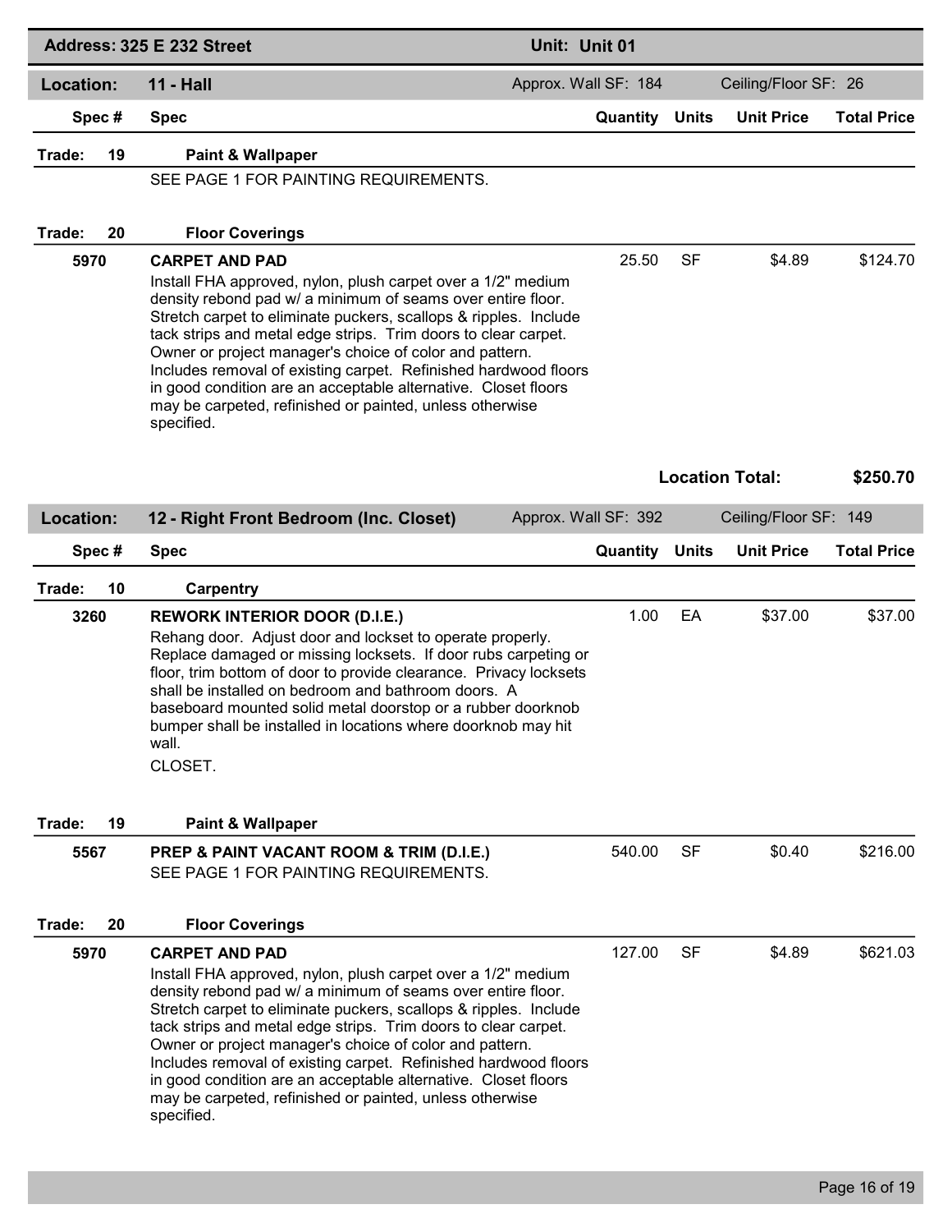**Address: 325 E 232 Street** | **Unit: Unit 01**

## Location: 11 - Hall

Approx. Wall SF: 184 | Ceiling/Floor SF: 26

| Spec # | Spec | Quantity | Units | Unit Price | Total Price |
|---|---|---|---|---|---|
| **Trade: 19** | **Paint & Wallpaper** | | | | |
| | SEE PAGE 1 FOR PAINTING REQUIREMENTS. | | | | |
| **Trade: 20** | **Floor Coverings** | | | | |
| **5970** | **CARPET AND PAD**<br>Install FHA approved, nylon, plush carpet over a 1/2" medium density rebond pad w/ a minimum of seams over entire floor. Stretch carpet to eliminate puckers, scallops & ripples. Include tack strips and metal edge strips. Trim doors to clear carpet. Owner or project manager's choice of color and pattern. Includes removal of existing carpet. Refinished hardwood floors in good condition are an acceptable alternative. Closet floors may be carpeted, refinished or painted, unless otherwise specified. | 25.50 | SF | $4.89 | $124.70 |

**Location Total: $250.70**

## Location: 12 - Right Front Bedroom (Inc. Closet)

Approx. Wall SF: 392 | Ceiling/Floor SF: 149

| Spec # | Spec | Quantity | Units | Unit Price | Total Price |
|---|---|---|---|---|---|
| **Trade: 10** | **Carpentry** | | | | |
| **3260** | **REWORK INTERIOR DOOR (D.I.E.)**<br>Rehang door. Adjust door and lockset to operate properly. Replace damaged or missing locksets. If door rubs carpeting or floor, trim bottom of door to provide clearance. Privacy locksets shall be installed on bedroom and bathroom doors. A baseboard mounted solid metal doorstop or a rubber doorknob bumper shall be installed in locations where doorknob may hit wall.<br>CLOSET. | 1.00 | EA | $37.00 | $37.00 |
| **Trade: 19** | **Paint & Wallpaper** | | | | |
| **5567** | **PREP & PAINT VACANT ROOM & TRIM (D.I.E.)**<br>SEE PAGE 1 FOR PAINTING REQUIREMENTS. | 540.00 | SF | $0.40 | $216.00 |
| **Trade: 20** | **Floor Coverings** | | | | |
| **5970** | **CARPET AND PAD**<br>Install FHA approved, nylon, plush carpet over a 1/2" medium density rebond pad w/ a minimum of seams over entire floor. Stretch carpet to eliminate puckers, scallops & ripples. Include tack strips and metal edge strips. Trim doors to clear carpet. Owner or project manager's choice of color and pattern. Includes removal of existing carpet. Refinished hardwood floors in good condition are an acceptable alternative. Closet floors may be carpeted, refinished or painted, unless otherwise specified. | 127.00 | SF | $4.89 | $621.03 |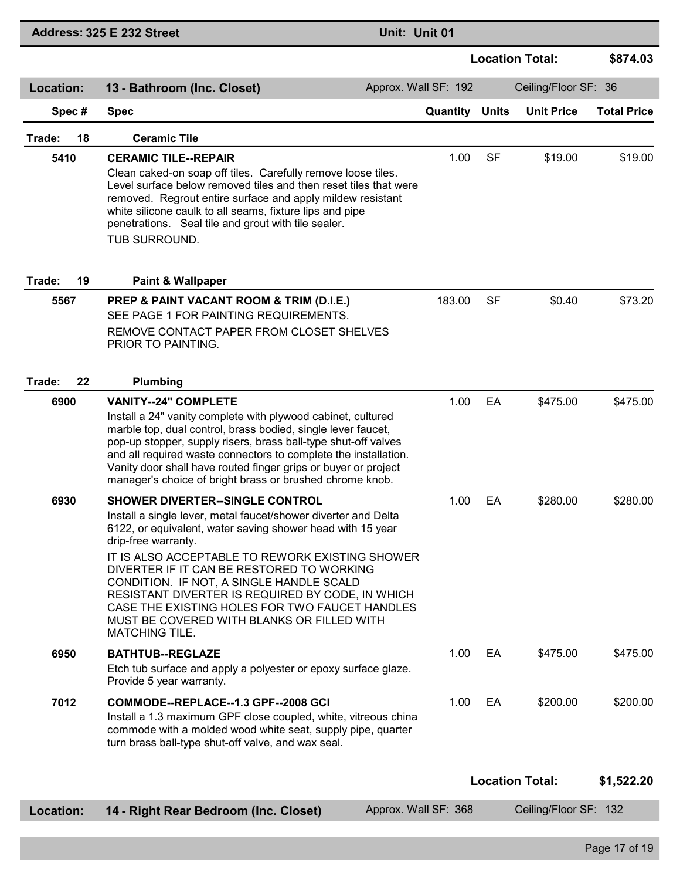**Address: 325 E 232 Street** | **Unit: Unit 01**

**Location Total: $874.03**

## Location: 13 - Bathroom (Inc. Closet)

Approx. Wall SF: 192 | Ceiling/Floor SF: 36

| Spec # | Spec | Quantity | Units | Unit Price | Total Price |
|---|---|---|---|---|---|
| **Trade: 18** | **Ceramic Tile** | | | | |
| 5410 | **CERAMIC TILE--REPAIR**<br>Clean caked-on soap off tiles. Carefully remove loose tiles. Level surface below removed tiles and then reset tiles that were removed. Regrout entire surface and apply mildew resistant white silicone caulk to all seams, fixture lips and pipe penetrations. Seal tile and grout with tile sealer.<br>TUB SURROUND. | 1.00 | SF | $19.00 | $19.00 |
| **Trade: 19** | **Paint & Wallpaper** | | | | |
| 5567 | **PREP & PAINT VACANT ROOM & TRIM (D.I.E.)**<br>SEE PAGE 1 FOR PAINTING REQUIREMENTS.<br>REMOVE CONTACT PAPER FROM CLOSET SHELVES PRIOR TO PAINTING. | 183.00 | SF | $0.40 | $73.20 |
| **Trade: 22** | **Plumbing** | | | | |
| 6900 | **VANITY--24" COMPLETE**<br>Install a 24" vanity complete with plywood cabinet, cultured marble top, dual control, brass bodied, single lever faucet, pop-up stopper, supply risers, brass ball-type shut-off valves and all required waste connectors to complete the installation. Vanity door shall have routed finger grips or buyer or project manager's choice of bright brass or brushed chrome knob. | 1.00 | EA | $475.00 | $475.00 |
| 6930 | **SHOWER DIVERTER--SINGLE CONTROL**<br>Install a single lever, metal faucet/shower diverter and Delta 6122, or equivalent, water saving shower head with 15 year drip-free warranty.<br>IT IS ALSO ACCEPTABLE TO REWORK EXISTING SHOWER DIVERTER IF IT CAN BE RESTORED TO WORKING CONDITION. IF NOT, A SINGLE HANDLE SCALD RESISTANT DIVERTER IS REQUIRED BY CODE, IN WHICH CASE THE EXISTING HOLES FOR TWO FAUCET HANDLES MUST BE COVERED WITH BLANKS OR FILLED WITH MATCHING TILE. | 1.00 | EA | $280.00 | $280.00 |
| 6950 | **BATHTUB--REGLAZE**<br>Etch tub surface and apply a polyester or epoxy surface glaze. Provide 5 year warranty. | 1.00 | EA | $475.00 | $475.00 |
| 7012 | **COMMODE--REPLACE--1.3 GPF--2008 GCI**<br>Install a 1.3 maximum GPF close coupled, white, vitreous china commode with a molded wood white seat, supply pipe, quarter turn brass ball-type shut-off valve, and wax seal. | 1.00 | EA | $200.00 | $200.00 |

**Location Total: $1,522.20**

## Location: 14 - Right Rear Bedroom (Inc. Closet)

Approx. Wall SF: 368 | Ceiling/Floor SF: 132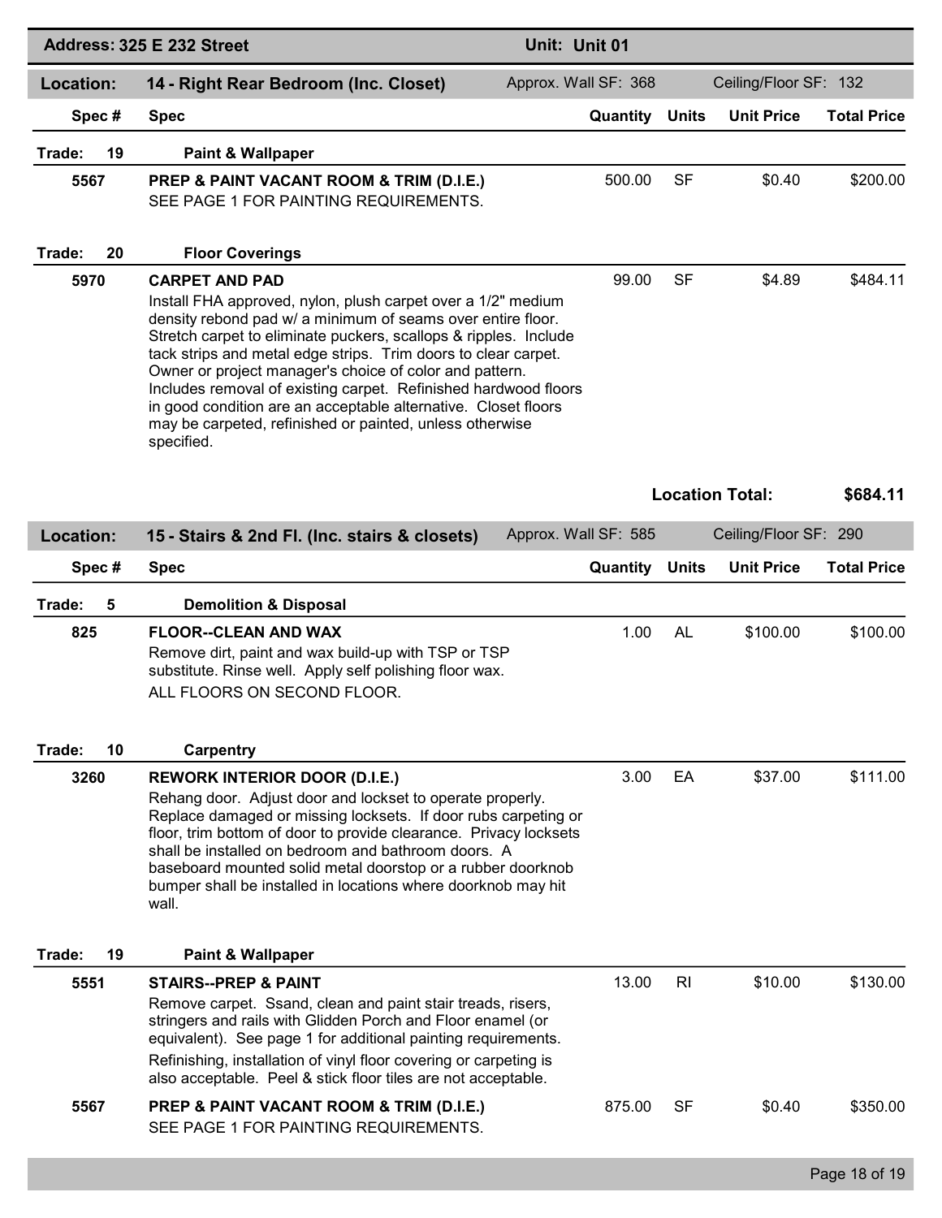| Address: 325 E 232 Street | | Unit: Unit 01 | | | |
|---|---|---|---|---|---|

## Location: 14 - Right Rear Bedroom (Inc. Closet)

Approx. Wall SF: 368 | Ceiling/Floor SF: 132

| Spec # | Spec | Quantity | Units | Unit Price | Total Price |
|---|---|---|---|---|---|
| **Trade: 19** | **Paint & Wallpaper** | | | | |
| 5567 | **PREP & PAINT VACANT ROOM & TRIM (D.I.E.)** SEE PAGE 1 FOR PAINTING REQUIREMENTS. | 500.00 | SF | $0.40 | $200.00 |
| **Trade: 20** | **Floor Coverings** | | | | |
| 5970 | **CARPET AND PAD** Install FHA approved, nylon, plush carpet over a 1/2" medium density rebond pad w/ a minimum of seams over entire floor. Stretch carpet to eliminate puckers, scallops & ripples. Include tack strips and metal edge strips. Trim doors to clear carpet. Owner or project manager's choice of color and pattern. Includes removal of existing carpet. Refinished hardwood floors in good condition are an acceptable alternative. Closet floors may be carpeted, refinished or painted, unless otherwise specified. | 99.00 | SF | $4.89 | $484.11 |

**Location Total: $684.11**

## Location: 15 - Stairs & 2nd Fl. (Inc. stairs & closets)

Approx. Wall SF: 585 | Ceiling/Floor SF: 290

| Spec # | Spec | Quantity | Units | Unit Price | Total Price |
|---|---|---|---|---|---|
| **Trade: 5** | **Demolition & Disposal** | | | | |
| 825 | **FLOOR--CLEAN AND WAX** Remove dirt, paint and wax build-up with TSP or TSP substitute. Rinse well. Apply self polishing floor wax. ALL FLOORS ON SECOND FLOOR. | 1.00 | AL | $100.00 | $100.00 |
| **Trade: 10** | **Carpentry** | | | | |
| 3260 | **REWORK INTERIOR DOOR (D.I.E.)** Rehang door. Adjust door and lockset to operate properly. Replace damaged or missing locksets. If door rubs carpeting or floor, trim bottom of door to provide clearance. Privacy locksets shall be installed on bedroom and bathroom doors. A baseboard mounted solid metal doorstop or a rubber doorknob bumper shall be installed in locations where doorknob may hit wall. | 3.00 | EA | $37.00 | $111.00 |
| **Trade: 19** | **Paint & Wallpaper** | | | | |
| 5551 | **STAIRS--PREP & PAINT** Remove carpet. Ssand, clean and paint stair treads, risers, stringers and rails with Glidden Porch and Floor enamel (or equivalent). See page 1 for additional painting requirements. Refinishing, installation of vinyl floor covering or carpeting is also acceptable. Peel & stick floor tiles are not acceptable. | 13.00 | RI | $10.00 | $130.00 |
| 5567 | **PREP & PAINT VACANT ROOM & TRIM (D.I.E.)** SEE PAGE 1 FOR PAINTING REQUIREMENTS. | 875.00 | SF | $0.40 | $350.00 |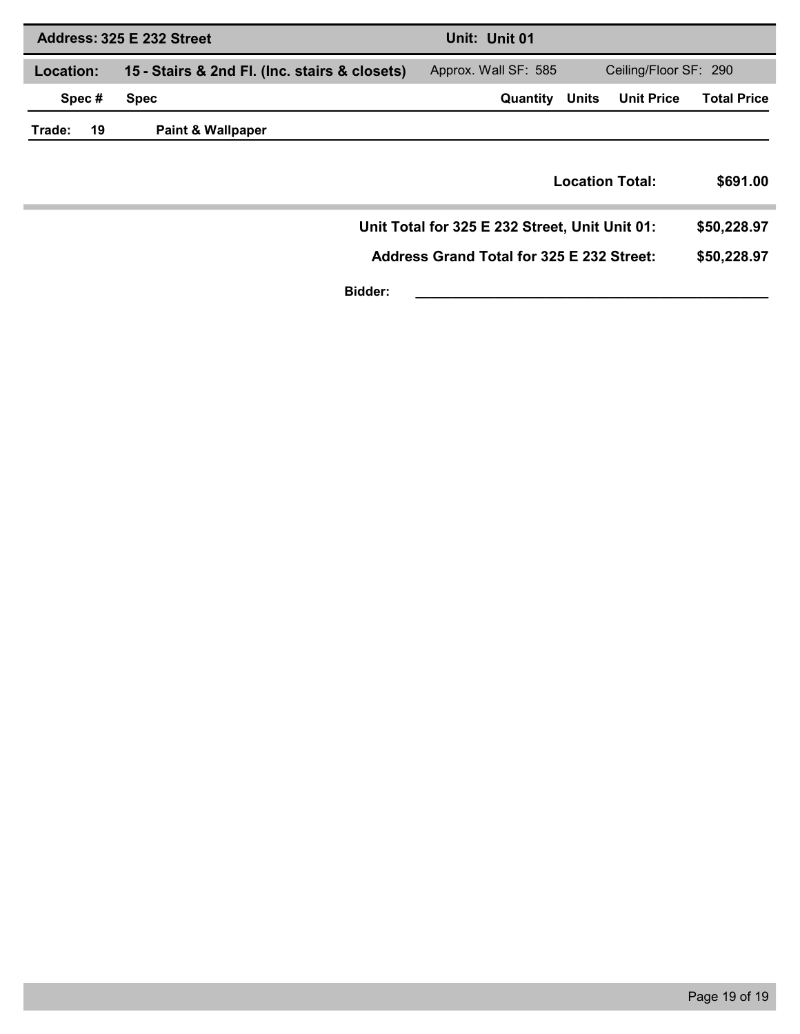| Address: 325 E 232 Street | | Unit: Unit 01 | | | |
|---|---|---|---|---|---|
| **Location:** | **15 - Stairs & 2nd Fl. (Inc. stairs & closets)** | Approx. Wall SF: 585 | | Ceiling/Floor SF: 290 | |
| **Spec #** | **Spec** | **Quantity** | **Units** | **Unit Price** | **Total Price** |
| **Trade: 19** | **Paint & Wallpaper** | | | | |
| | | | | **Location Total:** | **$691.00** |

**Unit Total for 325 E 232 Street, Unit Unit 01:** **$50,228.97**

**Address Grand Total for 325 E 232 Street:** **$50,228.97**

**Bidder:** ______________________________________________